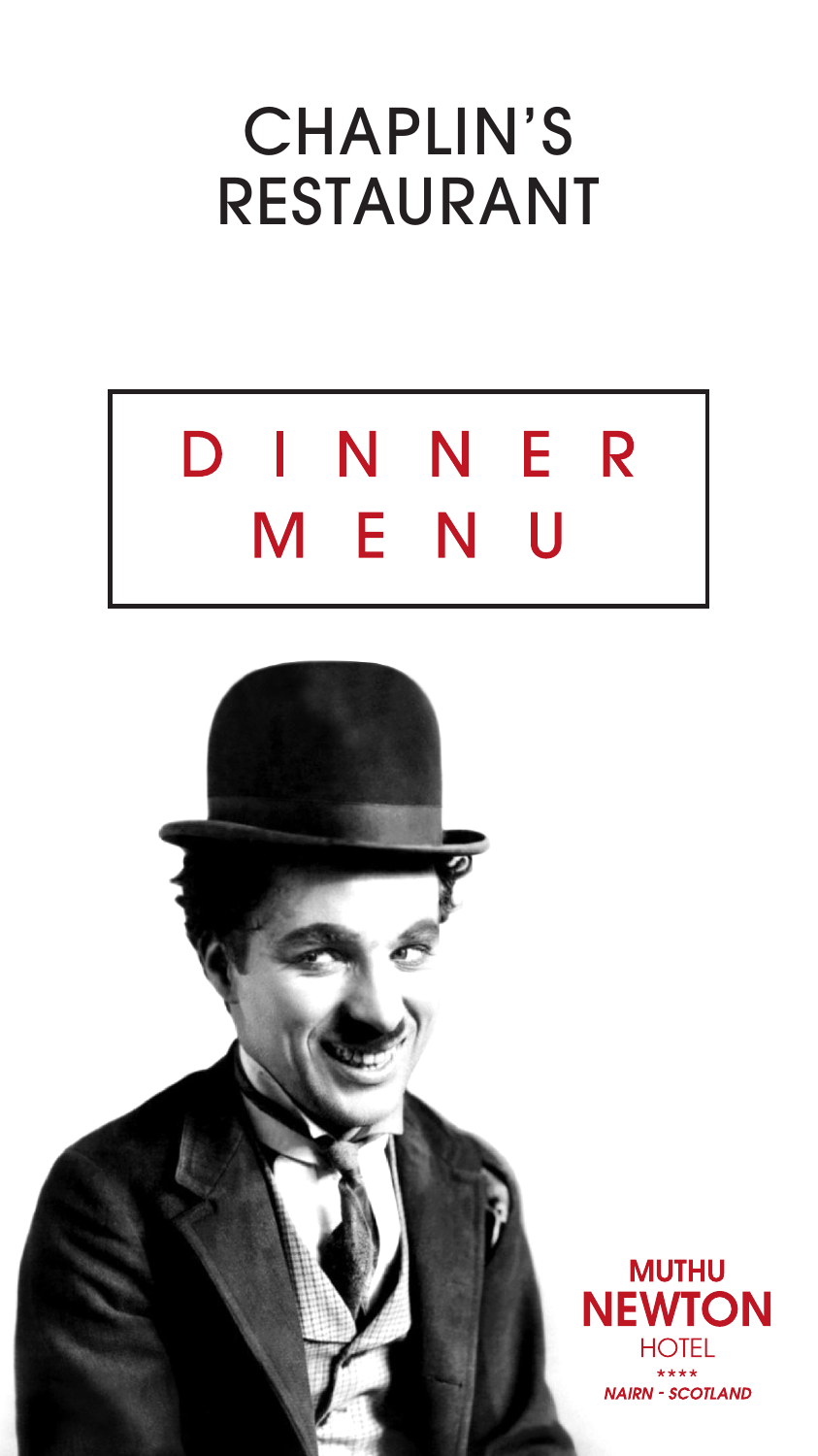# CHAPLIN'S RESTAURANT

## DINNER MENU

**MUTHU NEWTON HOTEL**

★★★★

*NAIRN - SCOTLAND*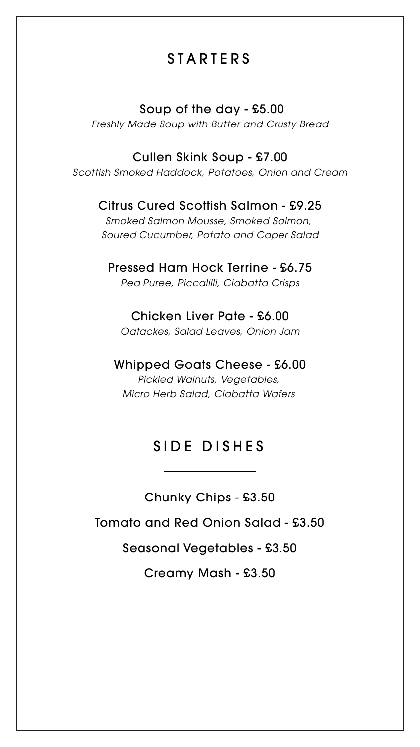# STARTERS

**Soup of the day - £5.00**
*Freshly Made Soup with Butter and Crusty Bread*

**Cullen Skink Soup - £7.00**
*Scottish Smoked Haddock, Potatoes, Onion and Cream*

**Citrus Cured Scottish Salmon - £9.25**
*Smoked Salmon Mousse, Smoked Salmon, Soured Cucumber, Potato and Caper Salad*

**Pressed Ham Hock Terrine - £6.75**
*Pea Puree, Piccalilli, Ciabatta Crisps*

**Chicken Liver Pate - £6.00**
*Oatackes, Salad Leaves, Onion Jam*

**Whipped Goats Cheese - £6.00**
*Pickled Walnuts, Vegetables, Micro Herb Salad, Ciabatta Wafers*

# SIDE DISHES

Chunky Chips - £3.50

Tomato and Red Onion Salad - £3.50

Seasonal Vegetables - £3.50

Creamy Mash - £3.50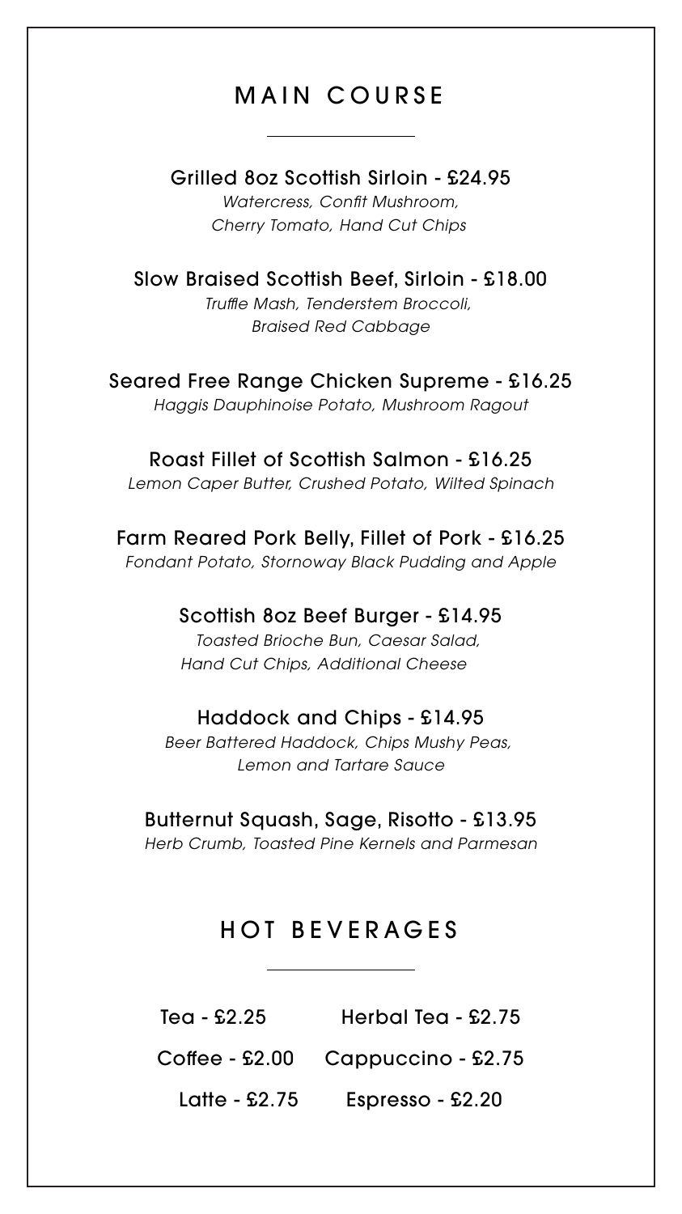## MAIN COURSE

**Grilled 8oz Scottish Sirloin - £24.95**
*Watercress, Confit Mushroom, Cherry Tomato, Hand Cut Chips*

**Slow Braised Scottish Beef, Sirloin - £18.00**
*Truffle Mash, Tenderstem Broccoli, Braised Red Cabbage*

**Seared Free Range Chicken Supreme - £16.25**
*Haggis Dauphinoise Potato, Mushroom Ragout*

**Roast Fillet of Scottish Salmon - £16.25**
*Lemon Caper Butter, Crushed Potato, Wilted Spinach*

**Farm Reared Pork Belly, Fillet of Pork - £16.25**
*Fondant Potato, Stornoway Black Pudding and Apple*

**Scottish 8oz Beef Burger - £14.95**
*Toasted Brioche Bun, Caesar Salad, Hand Cut Chips, Additional Cheese*

**Haddock and Chips - £14.95**
*Beer Battered Haddock, Chips Mushy Peas, Lemon and Tartare Sauce*

**Butternut Squash, Sage, Risotto - £13.95**
*Herb Crumb, Toasted Pine Kernels and Parmesan*

## HOT BEVERAGES

Tea - £2.25

Herbal Tea - £2.75

Coffee - £2.00

Cappuccino - £2.75

Latte - £2.75

Espresso - £2.20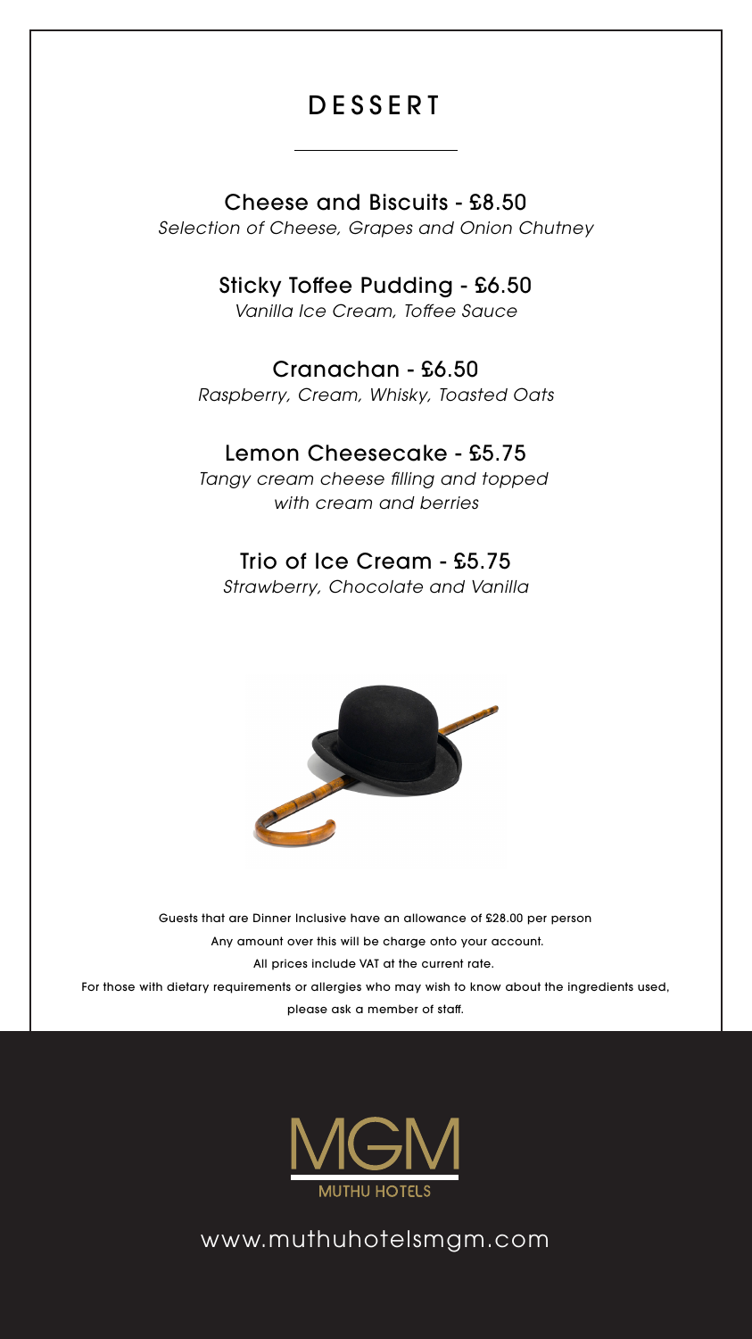# DESSERT

## Cheese and Biscuits - £8.50

*Selection of Cheese, Grapes and Onion Chutney*

## Sticky Toffee Pudding - £6.50

*Vanilla Ice Cream, Toffee Sauce*

## Cranachan - £6.50

*Raspberry, Cream, Whisky, Toasted Oats*

## Lemon Cheesecake - £5.75

*Tangy cream cheese filling and topped with cream and berries*

## Trio of Ice Cream - £5.75

*Strawberry, Chocolate and Vanilla*

Guests that are Dinner Inclusive have an allowance of £28.00 per person

Any amount over this will be charge onto your account.

All prices include VAT at the current rate.

For those with dietary requirements or allergies who may wish to know about the ingredients used, please ask a member of staff.

MGM

MUTHU HOTELS

www.muthuhotelsmgm.com